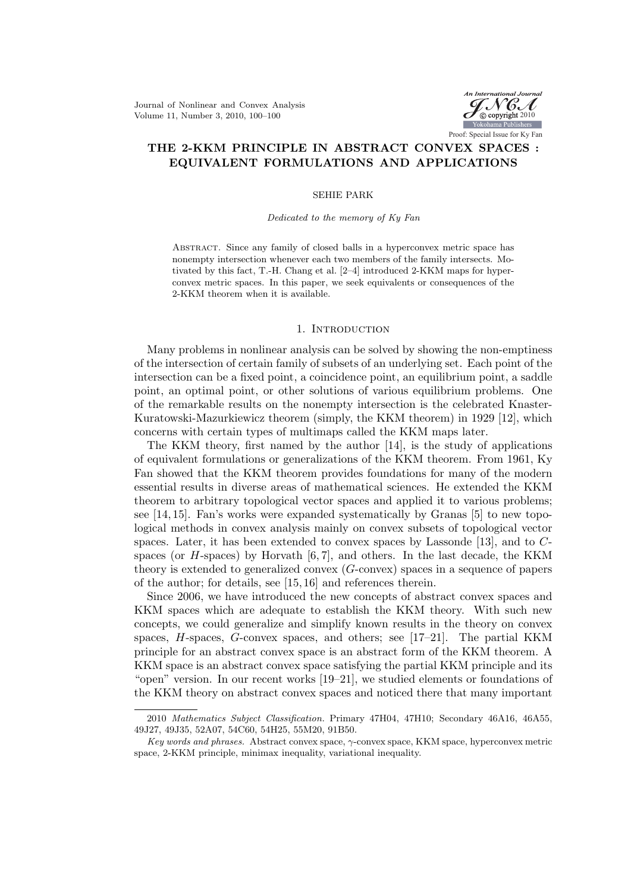# THE 2-KKM PRINCIPLE IN ABSTRACT CONVEX SPACES : EQUIVALENT FORMULATIONS AND APPLICATIONS

SEHIE PARK

*Dedicated to the memory of Ky Fan*

Abstract. Since any family of closed balls in a hyperconvex metric space has nonempty intersection whenever each two members of the family intersects. Motivated by this fact, T.-H. Chang et al. [2–4] introduced 2-KKM maps for hyperconvex metric spaces. In this paper, we seek equivalents or consequences of the 2-KKM theorem when it is available.

## 1. Introduction

Many problems in nonlinear analysis can be solved by showing the non-emptiness of the intersection of certain family of subsets of an underlying set. Each point of the intersection can be a fixed point, a coincidence point, an equilibrium point, a saddle point, an optimal point, or other solutions of various equilibrium problems. One of the remarkable results on the nonempty intersection is the celebrated Knaster-Kuratowski-Mazurkiewicz theorem (simply, the KKM theorem) in 1929 [12], which concerns with certain types of multimaps called the KKM maps later.

The KKM theory, first named by the author [14], is the study of applications of equivalent formulations or generalizations of the KKM theorem. From 1961, Ky Fan showed that the KKM theorem provides foundations for many of the modern essential results in diverse areas of mathematical sciences. He extended the KKM theorem to arbitrary topological vector spaces and applied it to various problems; see [14,15]. Fan's works were expanded systematically by Granas [5] to new topological methods in convex analysis mainly on convex subsets of topological vector spaces. Later, it has been extended to convex spaces by Lassonde [13], and to $C$-spaces (or $H$-spaces) by Horvath [6,7], and others. In the last decade, the KKM theory is extended to generalized convex ($G$-convex) spaces in a sequence of papers of the author; for details, see [15,16] and references therein.

Since 2006, we have introduced the new concepts of abstract convex spaces and KKM spaces which are adequate to establish the KKM theory. With such new concepts, we could generalize and simplify known results in the theory on convex spaces, $H$-spaces, $G$-convex spaces, and others; see [17–21]. The partial KKM principle for an abstract convex space is an abstract form of the KKM theorem. A KKM space is an abstract convex space satisfying the partial KKM principle and its "open" version. In our recent works [19–21], we studied elements or foundations of the KKM theory on abstract convex spaces and noticed there that many important

---

2010 *Mathematics Subject Classification.* Primary 47H04, 47H10; Secondary 46A16, 46A55, 49J27, 49J35, 52A07, 54C60, 54H25, 55M20, 91B50.

*Key words and phrases.* Abstract convex space, $\gamma$-convex space, KKM space, hyperconvex metric space, 2-KKM principle, minimax inequality, variational inequality.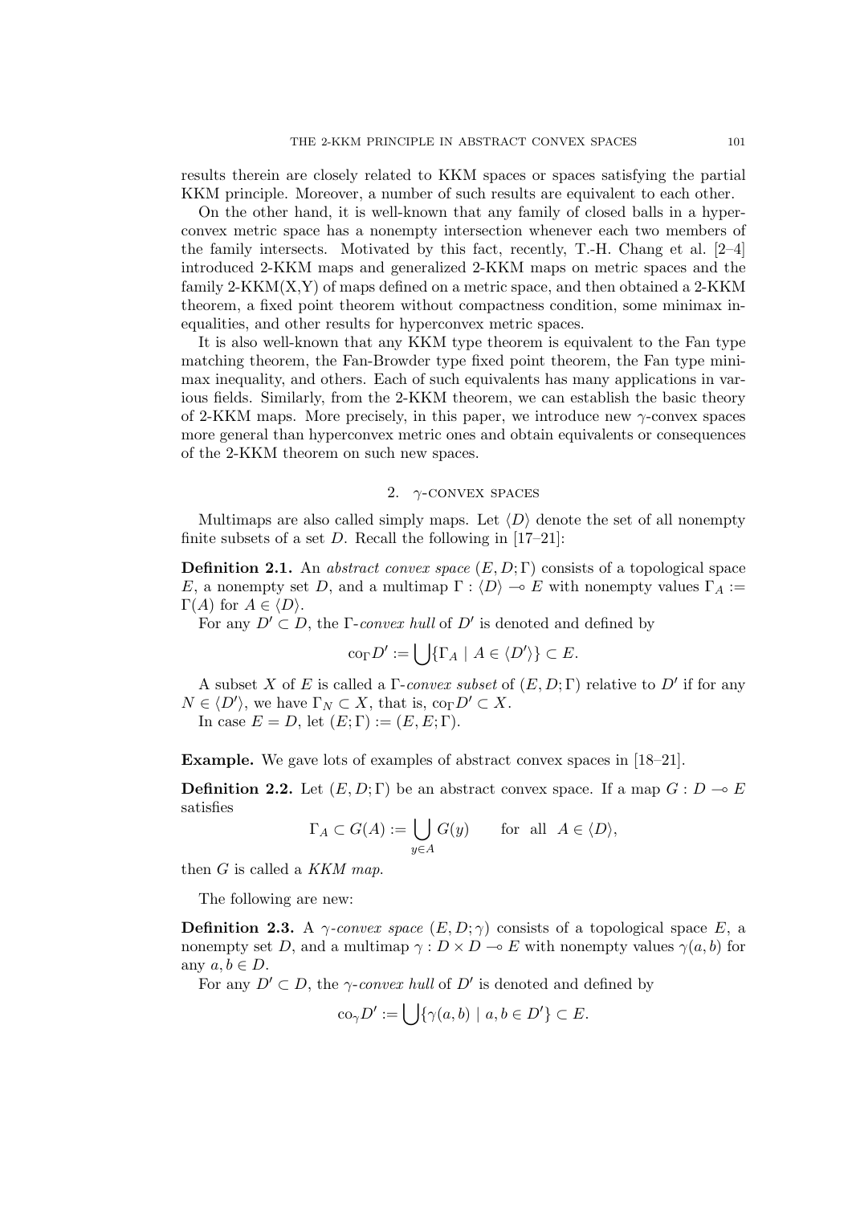results therein are closely related to KKM spaces or spaces satisfying the partial KKM principle. Moreover, a number of such results are equivalent to each other.

On the other hand, it is well-known that any family of closed balls in a hyperconvex metric space has a nonempty intersection whenever each two members of the family intersects. Motivated by this fact, recently, T.-H. Chang et al. [2–4] introduced 2-KKM maps and generalized 2-KKM maps on metric spaces and the family 2-KKM(X,Y) of maps defined on a metric space, and then obtained a 2-KKM theorem, a fixed point theorem without compactness condition, some minimax inequalities, and other results for hyperconvex metric spaces.

It is also well-known that any KKM type theorem is equivalent to the Fan type matching theorem, the Fan-Browder type fixed point theorem, the Fan type minimax inequality, and others. Each of such equivalents has many applications in various fields. Similarly, from the 2-KKM theorem, we can establish the basic theory of 2-KKM maps. More precisely, in this paper, we introduce new $\gamma$-convex spaces more general than hyperconvex metric ones and obtain equivalents or consequences of the 2-KKM theorem on such new spaces.

## 2. $\gamma$-convex spaces

Multimaps are also called simply maps. Let $\langle D \rangle$ denote the set of all nonempty finite subsets of a set $D$. Recall the following in [17–21]:

**Definition 2.1.** An *abstract convex space* $(E, D; \Gamma)$ consists of a topological space $E$, a nonempty set $D$, and a multimap $\Gamma : \langle D \rangle \multimap E$ with nonempty values $\Gamma_A := \Gamma(A)$ for $A \in \langle D \rangle$.

For any $D' \subset D$, the $\Gamma$-*convex hull* of $D'$ is denoted and defined by

$$\mathrm{co}_\Gamma D' := \bigcup \{\Gamma_A \mid A \in \langle D' \rangle\} \subset E.$$

A subset $X$ of $E$ is called a $\Gamma$-*convex subset* of $(E, D; \Gamma)$ relative to $D'$ if for any $N \in \langle D' \rangle$, we have $\Gamma_N \subset X$, that is, $\mathrm{co}_\Gamma D' \subset X$.

In case $E = D$, let $(E; \Gamma) := (E, E; \Gamma)$.

**Example.** We gave lots of examples of abstract convex spaces in [18–21].

**Definition 2.2.** Let $(E, D; \Gamma)$ be an abstract convex space. If a map $G : D \multimap E$ satisfies

$$\Gamma_A \subset G(A) := \bigcup_{y \in A} G(y) \qquad \text{for all} \quad A \in \langle D \rangle,$$

then $G$ is called a *KKM map*.

The following are new:

**Definition 2.3.** A $\gamma$-*convex space* $(E, D; \gamma)$ consists of a topological space $E$, a nonempty set $D$, and a multimap $\gamma : D \times D \multimap E$ with nonempty values $\gamma(a, b)$ for any $a, b \in D$.

For any $D' \subset D$, the $\gamma$-*convex hull* of $D'$ is denoted and defined by

$$\mathrm{co}_\gamma D' := \bigcup \{\gamma(a, b) \mid a, b \in D'\} \subset E.$$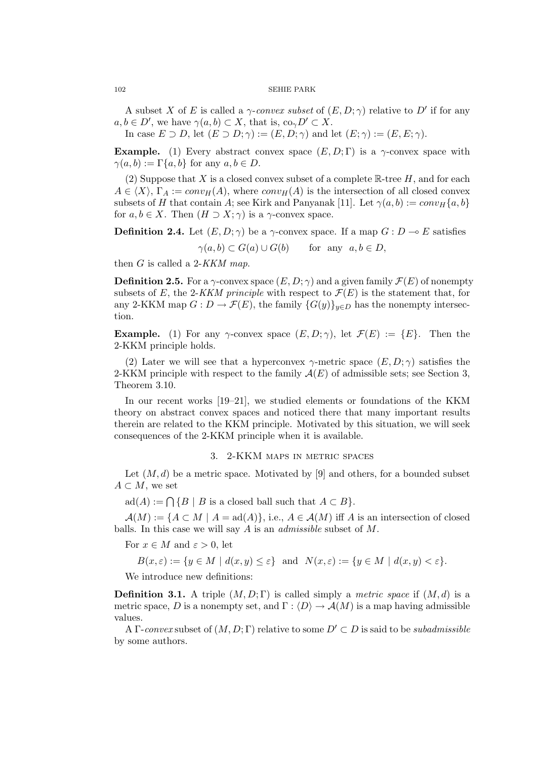A subset $X$ of $E$ is called a *$\gamma$-convex subset* of $(E, D; \gamma)$ relative to $D'$ if for any $a, b \in D'$, we have $\gamma(a, b) \subset X$, that is, $\mathrm{co}_\gamma D' \subset X$.

In case $E \supset D$, let $(E \supset D; \gamma) := (E, D; \gamma)$ and let $(E; \gamma) := (E, E; \gamma)$.

**Example.** (1) Every abstract convex space $(E, D; \Gamma)$ is a $\gamma$-convex space with $\gamma(a, b) := \Gamma\{a, b\}$ for any $a, b \in D$.

(2) Suppose that $X$ is a closed convex subset of a complete $\mathbb{R}$-tree $H$, and for each $A \in \langle X \rangle$, $\Gamma_A := conv_H(A)$, where $conv_H(A)$ is the intersection of all closed convex subsets of $H$ that contain $A$; see Kirk and Panyanak [11]. Let $\gamma(a, b) := conv_H\{a, b\}$ for $a, b \in X$. Then $(H \supset X; \gamma)$ is a $\gamma$-convex space.

**Definition 2.4.** Let $(E, D; \gamma)$ be a $\gamma$-convex space. If a map $G : D \multimap E$ satisfies

$$\gamma(a, b) \subset G(a) \cup G(b) \qquad \text{for any} \quad a, b \in D,$$

then $G$ is called a *2-KKM map*.

**Definition 2.5.** For a $\gamma$-convex space $(E, D; \gamma)$ and a given family $\mathcal{F}(E)$ of nonempty subsets of $E$, the *2-KKM principle* with respect to $\mathcal{F}(E)$ is the statement that, for any 2-KKM map $G : D \to \mathcal{F}(E)$, the family $\{G(y)\}_{y \in D}$ has the nonempty intersection.

**Example.** (1) For any $\gamma$-convex space $(E, D; \gamma)$, let $\mathcal{F}(E) := \{E\}$. Then the 2-KKM principle holds.

(2) Later we will see that a hyperconvex $\gamma$-metric space $(E, D; \gamma)$ satisfies the 2-KKM principle with respect to the family $\mathcal{A}(E)$ of admissible sets; see Section 3, Theorem 3.10.

In our recent works [19–21], we studied elements or foundations of the KKM theory on abstract convex spaces and noticed there that many important results therein are related to the KKM principle. Motivated by this situation, we will seek consequences of the 2-KKM principle when it is available.

## 3. 2-KKM maps in metric spaces

Let $(M, d)$ be a metric space. Motivated by [9] and others, for a bounded subset $A \subset M$, we set

$\mathrm{ad}(A) := \bigcap \{B \mid B \text{ is a closed ball such that } A \subset B\}$.

$\mathcal{A}(M) := \{A \subset M \mid A = \mathrm{ad}(A)\}$, i.e., $A \in \mathcal{A}(M)$ iff $A$ is an intersection of closed balls. In this case we will say $A$ is an *admissible* subset of $M$.

For $x \in M$ and $\varepsilon > 0$, let

$$B(x, \varepsilon) := \{y \in M \mid d(x, y) \leq \varepsilon\} \quad \text{and} \quad N(x, \varepsilon) := \{y \in M \mid d(x, y) < \varepsilon\}.$$

We introduce new definitions:

**Definition 3.1.** A triple $(M, D; \Gamma)$ is called simply a *metric space* if $(M, d)$ is a metric space, $D$ is a nonempty set, and $\Gamma : \langle D \rangle \to \mathcal{A}(M)$ is a map having admissible values.

A $\Gamma$-*convex* subset of $(M, D; \Gamma)$ relative to some $D' \subset D$ is said to be *subadmissible* by some authors.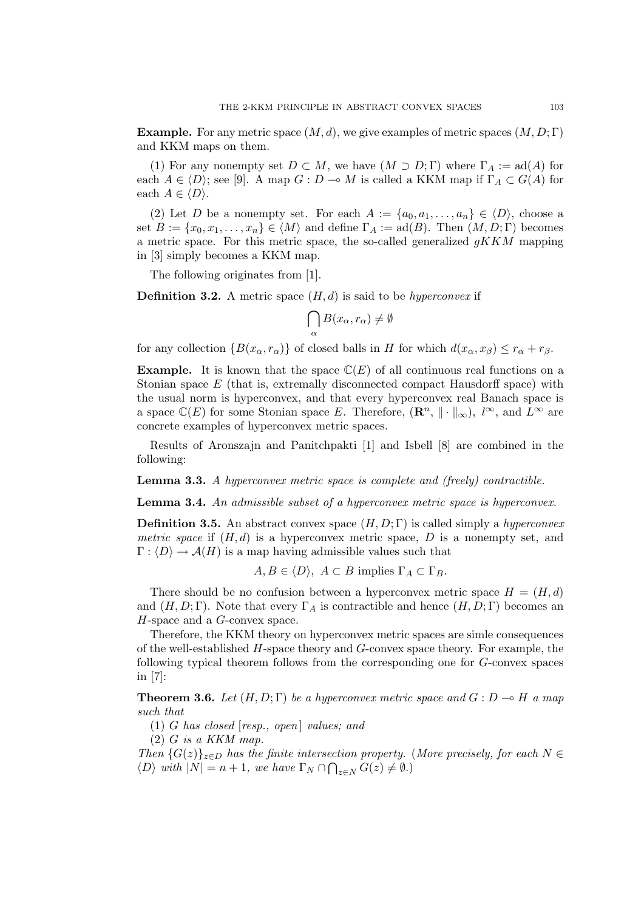**Example.** For any metric space $(M, d)$, we give examples of metric spaces $(M, D; \Gamma)$ and KKM maps on them.

(1) For any nonempty set $D \subset M$, we have $(M \supset D; \Gamma)$ where $\Gamma_A := \mathrm{ad}(A)$ for each $A \in \langle D \rangle$; see [9]. A map $G : D \multimap M$ is called a KKM map if $\Gamma_A \subset G(A)$ for each $A \in \langle D \rangle$.

(2) Let $D$ be a nonempty set. For each $A := \{a_0, a_1, \ldots, a_n\} \in \langle D \rangle$, choose a set $B := \{x_0, x_1, \ldots, x_n\} \in \langle M \rangle$ and define $\Gamma_A := \mathrm{ad}(B)$. Then $(M, D; \Gamma)$ becomes a metric space. For this metric space, the so-called generalized $gKKM$ mapping in [3] simply becomes a KKM map.

The following originates from [1].

**Definition 3.2.** A metric space $(H, d)$ is said to be *hyperconvex* if

$$\bigcap_{\alpha} B(x_\alpha, r_\alpha) \neq \emptyset$$

for any collection $\{B(x_\alpha, r_\alpha)\}$ of closed balls in $H$ for which $d(x_\alpha, x_\beta) \leq r_\alpha + r_\beta$.

**Example.** It is known that the space $\mathbb{C}(E)$ of all continuous real functions on a Stonian space $E$ (that is, extremally disconnected compact Hausdorff space) with the usual norm is hyperconvex, and that every hyperconvex real Banach space is a space $\mathbb{C}(E)$ for some Stonian space $E$. Therefore, $(\mathbf{R}^n, \|\cdot\|_\infty)$, $l^\infty$, and $L^\infty$ are concrete examples of hyperconvex metric spaces.

Results of Aronszajn and Panitchpakti [1] and Isbell [8] are combined in the following:

**Lemma 3.3.** *A hyperconvex metric space is complete and (freely) contractible.*

**Lemma 3.4.** *An admissible subset of a hyperconvex metric space is hyperconvex.*

**Definition 3.5.** An abstract convex space $(H, D; \Gamma)$ is called simply a *hyperconvex metric space* if $(H, d)$ is a hyperconvex metric space, $D$ is a nonempty set, and $\Gamma : \langle D \rangle \to \mathcal{A}(H)$ is a map having admissible values such that

$$A, B \in \langle D \rangle,\ A \subset B \text{ implies } \Gamma_A \subset \Gamma_B.$$

There should be no confusion between a hyperconvex metric space $H = (H, d)$ and $(H, D; \Gamma)$. Note that every $\Gamma_A$ is contractible and hence $(H, D; \Gamma)$ becomes an $H$-space and a $G$-convex space.

Therefore, the KKM theory on hyperconvex metric spaces are simle consequences of the well-established $H$-space theory and $G$-convex space theory. For example, the following typical theorem follows from the corresponding one for $G$-convex spaces in [7]:

**Theorem 3.6.** *Let $(H, D; \Gamma)$ be a hyperconvex metric space and $G : D \multimap H$ a map such that*

*(1) $G$ has closed [resp., open] values; and*

*(2) $G$ is a KKM map.*

*Then $\{G(z)\}_{z \in D}$ has the finite intersection property. (More precisely, for each $N \in \langle D \rangle$ with $|N| = n + 1$, we have $\Gamma_N \cap \bigcap_{z \in N} G(z) \neq \emptyset$.)*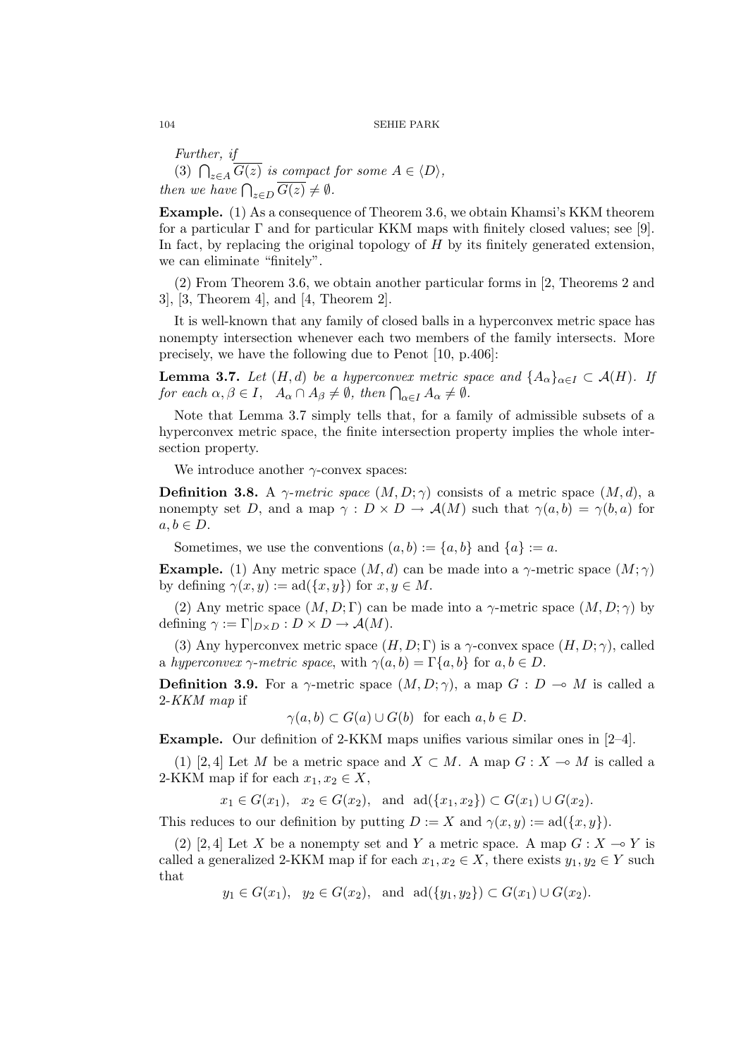*Further, if*

(3) $\bigcap_{z\in A} \overline{G(z)}$ *is compact for some* $A \in \langle D\rangle$,

*then we have* $\bigcap_{z\in D} \overline{G(z)} \neq \emptyset$.

**Example.** (1) As a consequence of Theorem 3.6, we obtain Khamsi's KKM theorem for a particular $\Gamma$ and for particular KKM maps with finitely closed values; see [9]. In fact, by replacing the original topology of $H$ by its finitely generated extension, we can eliminate "finitely".

(2) From Theorem 3.6, we obtain another particular forms in [2, Theorems 2 and 3], [3, Theorem 4], and [4, Theorem 2].

It is well-known that any family of closed balls in a hyperconvex metric space has nonempty intersection whenever each two members of the family intersects. More precisely, we have the following due to Penot [10, p.406]:

**Lemma 3.7.** *Let* $(H, d)$ *be a hyperconvex metric space and* $\{A_\alpha\}_{\alpha\in I} \subset \mathcal{A}(H)$. *If for each* $\alpha, \beta \in I$, $\;A_\alpha \cap A_\beta \neq \emptyset$, *then* $\bigcap_{\alpha\in I} A_\alpha \neq \emptyset$.

Note that Lemma 3.7 simply tells that, for a family of admissible subsets of a hyperconvex metric space, the finite intersection property implies the whole intersection property.

We introduce another $\gamma$-convex spaces:

**Definition 3.8.** A *$\gamma$-metric space* $(M, D; \gamma)$ consists of a metric space $(M, d)$, a nonempty set $D$, and a map $\gamma : D \times D \to \mathcal{A}(M)$ such that $\gamma(a, b) = \gamma(b, a)$ for $a, b \in D$.

Sometimes, we use the conventions $(a, b) := \{a, b\}$ and $\{a\} := a$.

**Example.** (1) Any metric space $(M, d)$ can be made into a $\gamma$-metric space $(M; \gamma)$ by defining $\gamma(x, y) := \mathrm{ad}(\{x, y\})$ for $x, y \in M$.

(2) Any metric space $(M, D; \Gamma)$ can be made into a $\gamma$-metric space $(M, D; \gamma)$ by defining $\gamma := \Gamma|_{D\times D} : D \times D \to \mathcal{A}(M)$.

(3) Any hyperconvex metric space $(H, D; \Gamma)$ is a $\gamma$-convex space $(H, D; \gamma)$, called a *hyperconvex $\gamma$-metric space*, with $\gamma(a, b) = \Gamma\{a, b\}$ for $a, b \in D$.

**Definition 3.9.** For a $\gamma$-metric space $(M, D; \gamma)$, a map $G : D \multimap M$ is called a *2-KKM map* if

$$\gamma(a, b) \subset G(a) \cup G(b) \quad \text{for each } a, b \in D.$$

**Example.** Our definition of 2-KKM maps unifies various similar ones in [2–4].

(1) [2, 4] Let $M$ be a metric space and $X \subset M$. A map $G : X \multimap M$ is called a 2-KKM map if for each $x_1, x_2 \in X$,

$$x_1 \in G(x_1), \quad x_2 \in G(x_2), \quad \text{and} \quad \mathrm{ad}(\{x_1, x_2\}) \subset G(x_1) \cup G(x_2).$$

This reduces to our definition by putting $D := X$ and $\gamma(x, y) := \mathrm{ad}(\{x, y\})$.

(2) [2, 4] Let $X$ be a nonempty set and $Y$ a metric space. A map $G : X \multimap Y$ is called a generalized 2-KKM map if for each $x_1, x_2 \in X$, there exists $y_1, y_2 \in Y$ such that

$$y_1 \in G(x_1), \quad y_2 \in G(x_2), \quad \text{and} \quad \mathrm{ad}(\{y_1, y_2\}) \subset G(x_1) \cup G(x_2).$$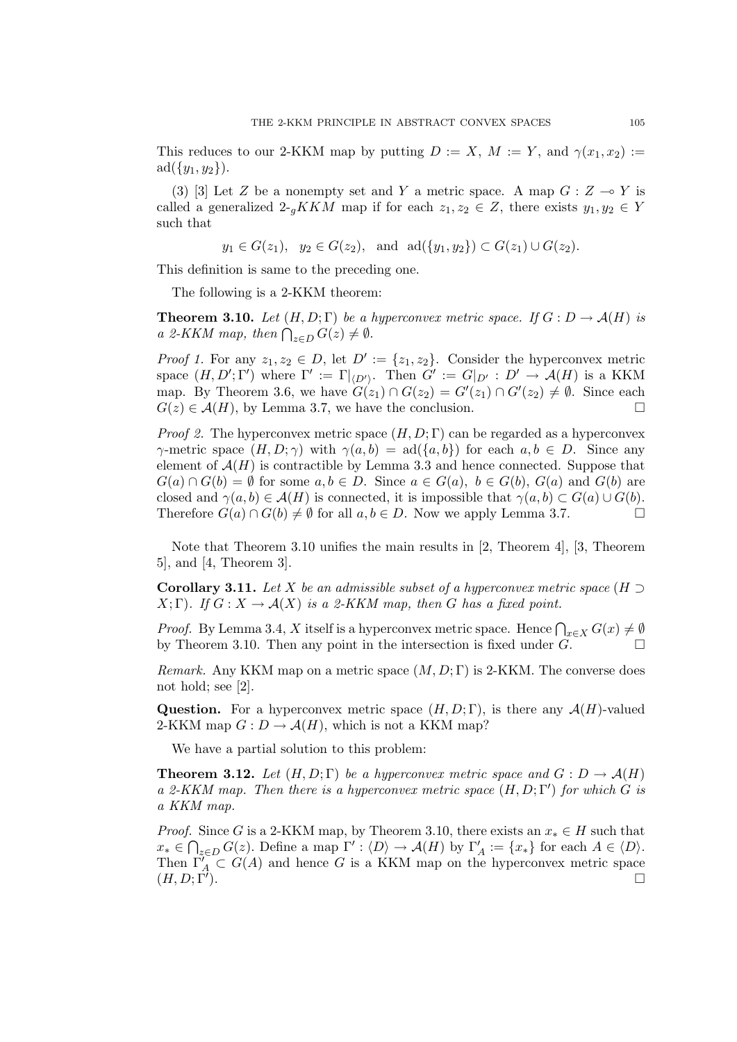This reduces to our 2-KKM map by putting $D := X$, $M := Y$, and $\gamma(x_1, x_2) := \mathrm{ad}(\{y_1, y_2\})$.

(3) [3] Let $Z$ be a nonempty set and $Y$ a metric space. A map $G : Z \multimap Y$ is called a generalized 2-${}_gKKM$ map if for each $z_1, z_2 \in Z$, there exists $y_1, y_2 \in Y$ such that

$$y_1 \in G(z_1), \quad y_2 \in G(z_2), \quad \text{and } \mathrm{ad}(\{y_1, y_2\}) \subset G(z_1) \cup G(z_2).$$

This definition is same to the preceding one.

The following is a 2-KKM theorem:

**Theorem 3.10.** *Let $(H, D; \Gamma)$ be a hyperconvex metric space. If $G : D \to \mathcal{A}(H)$ is a 2-KKM map, then $\bigcap_{z \in D} G(z) \neq \emptyset$.*

*Proof 1.* For any $z_1, z_2 \in D$, let $D' := \{z_1, z_2\}$. Consider the hyperconvex metric space $(H, D'; \Gamma')$ where $\Gamma' := \Gamma|_{\langle D' \rangle}$. Then $G' := G|_{D'} : D' \to \mathcal{A}(H)$ is a KKM map. By Theorem 3.6, we have $G(z_1) \cap G(z_2) = G'(z_1) \cap G'(z_2) \neq \emptyset$. Since each $G(z) \in \mathcal{A}(H)$, by Lemma 3.7, we have the conclusion. □

*Proof 2.* The hyperconvex metric space $(H, D; \Gamma)$ can be regarded as a hyperconvex $\gamma$-metric space $(H, D; \gamma)$ with $\gamma(a, b) = \mathrm{ad}(\{a, b\})$ for each $a, b \in D$. Since any element of $\mathcal{A}(H)$ is contractible by Lemma 3.3 and hence connected. Suppose that $G(a) \cap G(b) = \emptyset$ for some $a, b \in D$. Since $a \in G(a)$, $b \in G(b)$, $G(a)$ and $G(b)$ are closed and $\gamma(a, b) \in \mathcal{A}(H)$ is connected, it is impossible that $\gamma(a, b) \subset G(a) \cup G(b)$. Therefore $G(a) \cap G(b) \neq \emptyset$ for all $a, b \in D$. Now we apply Lemma 3.7. □

Note that Theorem 3.10 unifies the main results in [2, Theorem 4], [3, Theorem 5], and [4, Theorem 3].

**Corollary 3.11.** *Let $X$ be an admissible subset of a hyperconvex metric space $(H \supset X; \Gamma)$. If $G : X \to \mathcal{A}(X)$ is a 2-KKM map, then $G$ has a fixed point.*

*Proof.* By Lemma 3.4, $X$ itself is a hyperconvex metric space. Hence $\bigcap_{x \in X} G(x) \neq \emptyset$ by Theorem 3.10. Then any point in the intersection is fixed under $G$. □

*Remark.* Any KKM map on a metric space $(M, D; \Gamma)$ is 2-KKM. The converse does not hold; see [2].

**Question.** For a hyperconvex metric space $(H, D; \Gamma)$, is there any $\mathcal{A}(H)$-valued 2-KKM map $G : D \to \mathcal{A}(H)$, which is not a KKM map?

We have a partial solution to this problem:

**Theorem 3.12.** *Let $(H, D; \Gamma)$ be a hyperconvex metric space and $G : D \to \mathcal{A}(H)$ a 2-KKM map. Then there is a hyperconvex metric space $(H, D; \Gamma')$ for which $G$ is a KKM map.*

*Proof.* Since $G$ is a 2-KKM map, by Theorem 3.10, there exists an $x_* \in H$ such that $x_* \in \bigcap_{z \in D} G(z)$. Define a map $\Gamma' : \langle D \rangle \to \mathcal{A}(H)$ by $\Gamma'_A := \{x_*\}$ for each $A \in \langle D \rangle$. Then $\Gamma'_A \subset G(A)$ and hence $G$ is a KKM map on the hyperconvex metric space $(H, D; \Gamma')$. □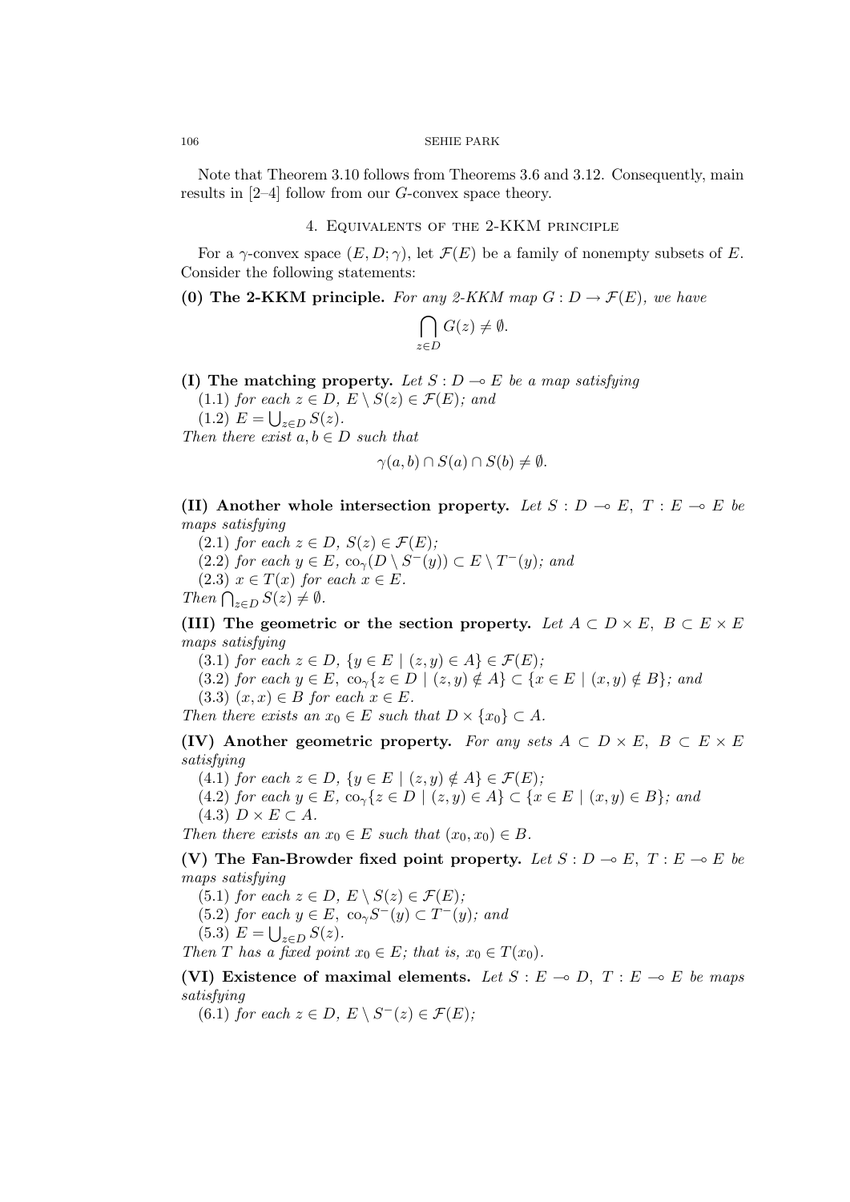Note that Theorem 3.10 follows from Theorems 3.6 and 3.12. Consequently, main results in [2–4] follow from our $G$-convex space theory.

## 4. Equivalents of the 2-KKM principle

For a $\gamma$-convex space $(E, D; \gamma)$, let $\mathcal{F}(E)$ be a family of nonempty subsets of $E$. Consider the following statements:

**(0) The 2-KKM principle.** *For any 2-KKM map $G : D \to \mathcal{F}(E)$, we have*

$$\bigcap_{z \in D} G(z) \neq \emptyset.$$

**(I) The matching property.** *Let $S : D \multimap E$ be a map satisfying*

(1.1) *for each $z \in D$, $E \setminus S(z) \in \mathcal{F}(E)$; and*

(1.2) $E = \bigcup_{z \in D} S(z)$.

*Then there exist $a, b \in D$ such that*

$$\gamma(a, b) \cap S(a) \cap S(b) \neq \emptyset.$$

**(II) Another whole intersection property.** *Let $S : D \multimap E$, $T : E \multimap E$ be maps satisfying*

(2.1) *for each $z \in D$, $S(z) \in \mathcal{F}(E)$;*

(2.2) *for each $y \in E$, $\mathrm{co}_\gamma(D \setminus S^-(y)) \subset E \setminus T^-(y)$; and*

(2.3) *$x \in T(x)$ for each $x \in E$.*

*Then $\bigcap_{z \in D} S(z) \neq \emptyset$.*

**(III) The geometric or the section property.** *Let $A \subset D \times E$, $B \subset E \times E$ maps satisfying*

(3.1) *for each $z \in D$, $\{y \in E \mid (z, y) \in A\} \in \mathcal{F}(E)$;*

(3.2) *for each $y \in E$, $\mathrm{co}_\gamma\{z \in D \mid (z, y) \notin A\} \subset \{x \in E \mid (x, y) \notin B\}$; and*

(3.3) *$(x, x) \in B$ for each $x \in E$.*

*Then there exists an $x_0 \in E$ such that $D \times \{x_0\} \subset A$.*

**(IV) Another geometric property.** *For any sets $A \subset D \times E$, $B \subset E \times E$ satisfying*

(4.1) *for each $z \in D$, $\{y \in E \mid (z, y) \notin A\} \in \mathcal{F}(E)$;*

(4.2) *for each $y \in E$, $\mathrm{co}_\gamma\{z \in D \mid (z, y) \in A\} \subset \{x \in E \mid (x, y) \in B\}$; and*

(4.3) $D \times E \subset A$.

*Then there exists an $x_0 \in E$ such that $(x_0, x_0) \in B$.*

**(V) The Fan-Browder fixed point property.** *Let $S : D \multimap E$, $T : E \multimap E$ be maps satisfying*

(5.1) *for each $z \in D$, $E \setminus S(z) \in \mathcal{F}(E)$;*

(5.2) *for each $y \in E$, $\mathrm{co}_\gamma S^-(y) \subset T^-(y)$; and*

(5.3) $E = \bigcup_{z \in D} S(z)$.

*Then $T$ has a fixed point $x_0 \in E$; that is, $x_0 \in T(x_0)$.*

**(VI) Existence of maximal elements.** *Let $S : E \multimap D$, $T : E \multimap E$ be maps satisfying*

(6.1) *for each $z \in D$, $E \setminus S^-(z) \in \mathcal{F}(E)$;*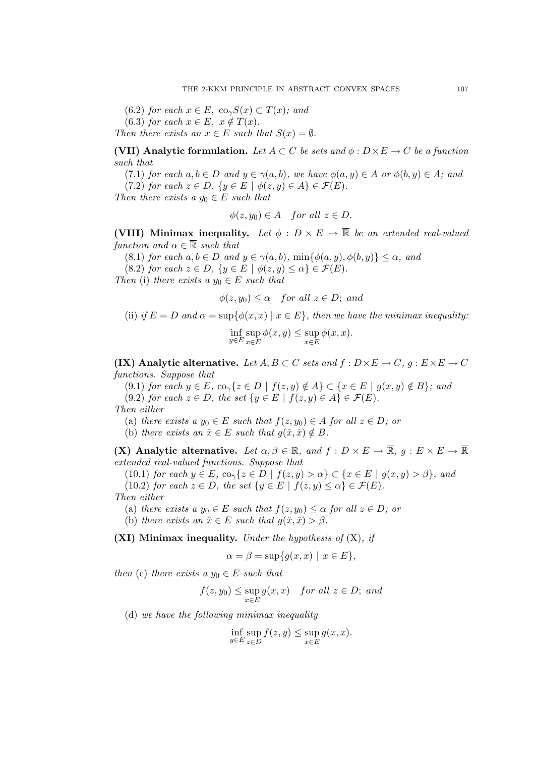(6.2) *for each* $x \in E$, $\mathrm{co}_\gamma S(x) \subset T(x)$; *and*

(6.3) *for each* $x \in E$, $x \notin T(x)$.

*Then there exists an* $x \in E$ *such that* $S(x) = \emptyset$.

**(VII) Analytic formulation.** *Let* $A \subset C$ *be sets and* $\phi : D \times E \to C$ *be a function such that*

(7.1) *for each* $a, b \in D$ *and* $y \in \gamma(a, b)$, *we have* $\phi(a, y) \in A$ *or* $\phi(b, y) \in A$; *and*

(7.2) *for each* $z \in D$, $\{y \in E \mid \phi(z, y) \in A\} \in \mathcal{F}(E)$.

*Then there exists a* $y_0 \in E$ *such that*

$$\phi(z, y_0) \in A \quad \textit{for all } z \in D.$$

**(VIII) Minimax inequality.** *Let* $\phi : D \times E \to \overline{\mathbb{R}}$ *be an extended real-valued function and* $\alpha \in \overline{\mathbb{R}}$ *such that*

(8.1) *for each* $a, b \in D$ *and* $y \in \gamma(a, b)$, $\min\{\phi(a, y), \phi(b, y)\} \leq \alpha$, *and*

(8.2) *for each* $z \in D$, $\{y \in E \mid \phi(z, y) \leq \alpha\} \in \mathcal{F}(E)$.

*Then* (i) *there exists a* $y_0 \in E$ *such that*

$$\phi(z, y_0) \leq \alpha \quad \textit{for all } z \in D; \textit{ and}$$

(ii) *if* $E = D$ *and* $\alpha = \sup\{\phi(x, x) \mid x \in E\}$, *then we have the minimax inequality:*

$$\inf_{y \in E} \sup_{x \in E} \phi(x, y) \leq \sup_{x \in E} \phi(x, x).$$

**(IX) Analytic alternative.** *Let* $A, B \subset C$ *sets and* $f : D \times E \to C$, $g : E \times E \to C$ *functions. Suppose that*

(9.1) *for each* $y \in E$, $\mathrm{co}_\gamma\{z \in D \mid f(z, y) \notin A\} \subset \{x \in E \mid g(x, y) \notin B\}$; *and*

(9.2) *for each* $z \in D$, *the set* $\{y \in E \mid f(z, y) \in A\} \in \mathcal{F}(E)$.

*Then either*

(a) *there exists a* $y_0 \in E$ *such that* $f(z, y_0) \in A$ *for all* $z \in D$; *or*

(b) *there exists an* $\hat{x} \in E$ *such that* $g(\hat{x}, \hat{x}) \notin B$.

**(X) Analytic alternative.** *Let* $\alpha, \beta \in \mathbb{R}$, *and* $f : D \times E \to \overline{\mathbb{R}}$, $g : E \times E \to \overline{\mathbb{R}}$ *extended real-valued functions. Suppose that*

(10.1) *for each* $y \in E$, $\mathrm{co}_\gamma\{z \in D \mid f(z, y) > \alpha\} \subset \{x \in E \mid g(x, y) > \beta\}$, *and*

(10.2) *for each* $z \in D$, *the set* $\{y \in E \mid f(z, y) \leq \alpha\} \in \mathcal{F}(E)$.

*Then either*

(a) *there exists a* $y_0 \in E$ *such that* $f(z, y_0) \leq \alpha$ *for all* $z \in D$; *or*

(b) *there exists an* $\hat{x} \in E$ *such that* $g(\hat{x}, \hat{x}) > \beta$.

**(XI) Minimax inequality.** *Under the hypothesis of* (X), *if*

$$\alpha = \beta = \sup\{g(x, x) \mid x \in E\},$$

*then* (c) *there exists a* $y_0 \in E$ *such that*

$$f(z, y_0) \leq \sup_{x \in E} g(x, x) \quad \textit{for all } z \in D; \textit{ and}$$

(d) *we have the following minimax inequality*

$$\inf_{y \in E} \sup_{z \in D} f(z, y) \leq \sup_{x \in E} g(x, x).$$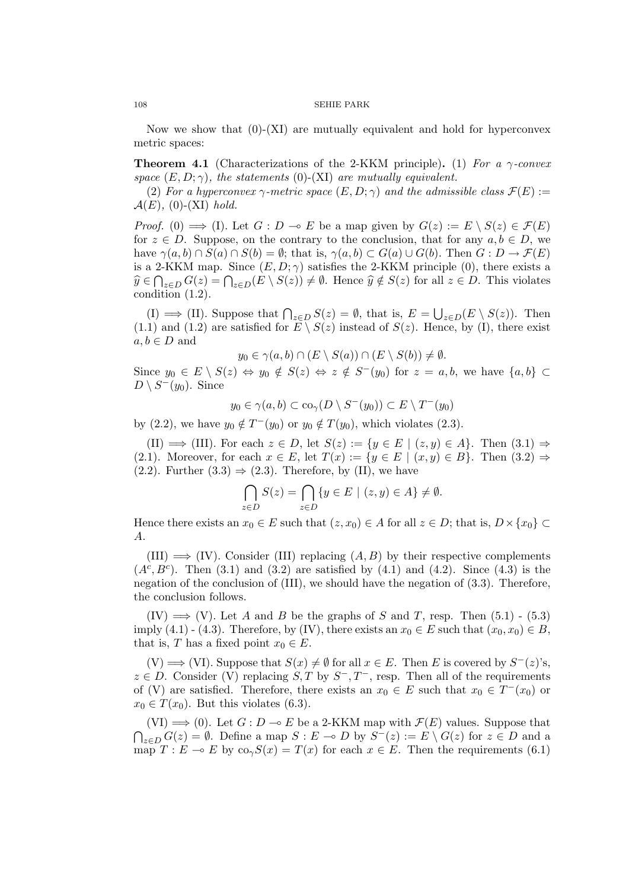Now we show that (0)-(XI) are mutually equivalent and hold for hyperconvex metric spaces:

**Theorem 4.1** (Characterizations of the 2-KKM principle)**.** (1) *For a $\gamma$-convex space $(E, D; \gamma)$, the statements* (0)-(XI) *are mutually equivalent.*

(2) *For a hyperconvex $\gamma$-metric space $(E, D; \gamma)$ and the admissible class $\mathcal{F}(E) := \mathcal{A}(E)$,* (0)-(XI) *hold.*

*Proof.* (0) $\Longrightarrow$ (I). Let $G : D \multimap E$ be a map given by $G(z) := E \setminus S(z) \in \mathcal{F}(E)$ for $z \in D$. Suppose, on the contrary to the conclusion, that for any $a, b \in D$, we have $\gamma(a, b) \cap S(a) \cap S(b) = \emptyset$; that is, $\gamma(a, b) \subset G(a) \cup G(b)$. Then $G : D \to \mathcal{F}(E)$ is a 2-KKM map. Since $(E, D; \gamma)$ satisfies the 2-KKM principle (0), there exists a $\widehat{y} \in \bigcap_{z \in D} G(z) = \bigcap_{z \in D}(E \setminus S(z)) \neq \emptyset$. Hence $\widehat{y} \notin S(z)$ for all $z \in D$. This violates condition (1.2).

(I) $\Longrightarrow$ (II). Suppose that $\bigcap_{z \in D} S(z) = \emptyset$, that is, $E = \bigcup_{z \in D}(E \setminus S(z))$. Then (1.1) and (1.2) are satisfied for $E \setminus S(z)$ instead of $S(z)$. Hence, by (I), there exist $a, b \in D$ and

$$y_0 \in \gamma(a, b) \cap (E \setminus S(a)) \cap (E \setminus S(b)) \neq \emptyset.$$

Since $y_0 \in E \setminus S(z) \Leftrightarrow y_0 \notin S(z) \Leftrightarrow z \notin S^-(y_0)$ for $z = a, b$, we have $\{a, b\} \subset D \setminus S^-(y_0)$. Since

$$y_0 \in \gamma(a, b) \subset \mathrm{co}_\gamma(D \setminus S^-(y_0)) \subset E \setminus T^-(y_0)$$

by (2.2), we have $y_0 \notin T^-(y_0)$ or $y_0 \notin T(y_0)$, which violates (2.3).

(II) $\Longrightarrow$ (III). For each $z \in D$, let $S(z) := \{y \in E \mid (z, y) \in A\}$. Then (3.1) $\Rightarrow$ (2.1). Moreover, for each $x \in E$, let $T(x) := \{y \in E \mid (x, y) \in B\}$. Then (3.2) $\Rightarrow$ (2.2). Further (3.3) $\Rightarrow$ (2.3). Therefore, by (II), we have

$$\bigcap_{z \in D} S(z) = \bigcap_{z \in D} \{y \in E \mid (z, y) \in A\} \neq \emptyset.$$

Hence there exists an $x_0 \in E$ such that $(z, x_0) \in A$ for all $z \in D$; that is, $D \times \{x_0\} \subset A$.

(III) $\Longrightarrow$ (IV). Consider (III) replacing $(A, B)$ by their respective complements $(A^c, B^c)$. Then (3.1) and (3.2) are satisfied by (4.1) and (4.2). Since (4.3) is the negation of the conclusion of (III), we should have the negation of (3.3). Therefore, the conclusion follows.

(IV) $\Longrightarrow$ (V). Let $A$ and $B$ be the graphs of $S$ and $T$, resp. Then (5.1) - (5.3) imply (4.1) - (4.3). Therefore, by (IV), there exists an $x_0 \in E$ such that $(x_0, x_0) \in B$, that is, $T$ has a fixed point $x_0 \in E$.

(V) $\Longrightarrow$ (VI). Suppose that $S(x) \neq \emptyset$ for all $x \in E$. Then $E$ is covered by $S^-(z)$'s, $z \in D$. Consider (V) replacing $S, T$ by $S^-, T^-$, resp. Then all of the requirements of (V) are satisfied. Therefore, there exists an $x_0 \in E$ such that $x_0 \in T^-(x_0)$ or $x_0 \in T(x_0)$. But this violates (6.3).

(VI) $\Longrightarrow$ (0). Let $G : D \multimap E$ be a 2-KKM map with $\mathcal{F}(E)$ values. Suppose that $\bigcap_{z \in D} G(z) = \emptyset$. Define a map $S : E \multimap D$ by $S^-(z) := E \setminus G(z)$ for $z \in D$ and a map $T : E \multimap E$ by $\mathrm{co}_\gamma S(x) = T(x)$ for each $x \in E$. Then the requirements (6.1)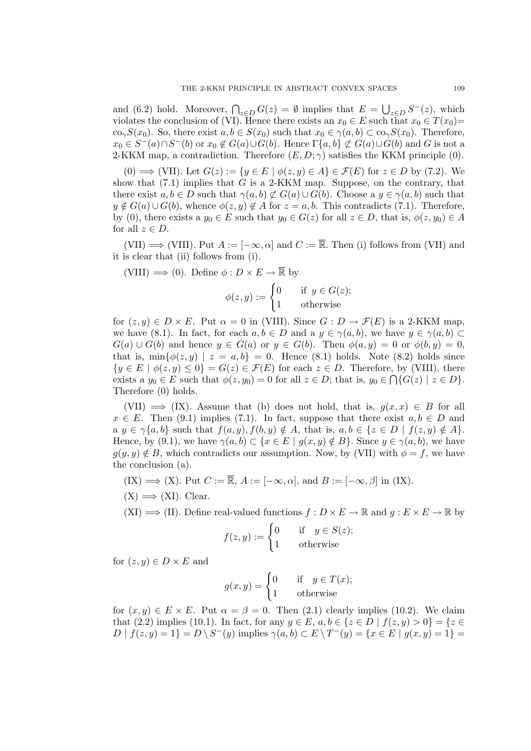and (6.2) hold. Moreover, $\bigcap_{z\in D} G(z) = \emptyset$ implies that $E = \bigcup_{z\in D} S^{-}(z)$, which violates the conclusion of (VI). Hence there exists an $x_0 \in E$ such that $x_0 \in T(x_0)=$ $\mathrm{co}_\gamma S(x_0)$. So, there exist $a, b \in S(x_0)$ such that $x_0 \in \gamma(a,b) \subset \mathrm{co}_\gamma S(x_0)$. Therefore, $x_0 \in S^{-}(a)\cap S^{-}(b)$ or $x_0 \notin G(a)\cup G(b)$. Hence $\Gamma\{a,b\} \not\subset G(a)\cup G(b)$ and $G$ is not a 2-KKM map, a contradiction. Therefore $(E, D; \gamma)$ satisfies the KKM principle (0).

(0) $\Longrightarrow$ (VII). Let $G(z) := \{y \in E \mid \phi(z,y) \in A\} \in \mathcal{F}(E)$ for $z \in D$ by (7.2). We show that (7.1) implies that $G$ is a 2-KKM map. Suppose, on the contrary, that there exist $a, b \in D$ such that $\gamma(a,b) \not\subset G(a)\cup G(b)$. Choose a $y \in \gamma(a,b)$ such that $y \notin G(a)\cup G(b)$, whence $\phi(z,y) \notin A$ for $z = a, b$. This contradicts (7.1). Therefore, by (0), there exists a $y_0 \in E$ such that $y_0 \in G(z)$ for all $z \in D$, that is, $\phi(z, y_0) \in A$ for all $z \in D$.

(VII) $\Longrightarrow$ (VIII). Put $A := [-\infty, \alpha]$ and $C := \overline{\mathbb{R}}$. Then (i) follows from (VII) and it is clear that (ii) follows from (i).

(VIII) $\Longrightarrow$ (0). Define $\phi : D \times E \to \overline{\mathbb{R}}$ by

$$\phi(z,y) := \begin{cases} 0 & \text{if } y \in G(z); \\ 1 & \text{otherwise} \end{cases}$$

for $(z,y) \in D \times E$. Put $\alpha = 0$ in (VIII). Since $G : D \to \mathcal{F}(E)$ is a 2-KKM map, we have (8.1). In fact, for each $a, b \in D$ and a $y \in \gamma(a,b)$, we have $y \in \gamma(a,b) \subset G(a)\cup G(b)$ and hence $y \in G(a)$ or $y \in G(b)$. Then $\phi(a,y) = 0$ or $\phi(b,y) = 0$, that is, $\min\{\phi(z,y) \mid z = a, b\} = 0$. Hence (8.1) holds. Note (8.2) holds since $\{y \in E \mid \phi(z,y) \le 0\} = G(z) \in \mathcal{F}(E)$ for each $z \in D$. Therefore, by (VIII), there exists a $y_0 \in E$ such that $\phi(z,y_0) = 0$ for all $z \in D$; that is, $y_0 \in \bigcap\{G(z) \mid z \in D\}$. Therefore (0) holds.

(VII) $\Longrightarrow$ (IX). Assume that (b) does not hold, that is, $g(x,x) \in B$ for all $x \in E$. Then (9.1) implies (7.1). In fact, suppose that there exist $a, b \in D$ and a $y \in \gamma\{a,b\}$ such that $f(a,y), f(b,y) \notin A$, that is, $a, b \in \{z \in D \mid f(z,y) \notin A\}$. Hence, by (9.1), we have $\gamma(a,b) \subset \{x \in E \mid g(x,y) \notin B\}$. Since $y \in \gamma(a,b)$, we have $g(y,y) \notin B$, which contradicts our assumption. Now, by (VII) with $\phi = f$, we have the conclusion (a).

(IX) $\Longrightarrow$ (X). Put $C := \overline{\mathbb{R}}$, $A := [-\infty, \alpha]$, and $B := [-\infty, \beta]$ in (IX).

(X) $\Longrightarrow$ (XI). Clear.

(XI) $\Longrightarrow$ (II). Define real-valued functions $f : D \times E \to \mathbb{R}$ and $g : E \times E \to \mathbb{R}$ by

$$f(z,y) := \begin{cases} 0 & \text{if } \ y \in S(z); \\ 1 & \text{otherwise} \end{cases}$$

for $(z,y) \in D \times E$ and

$$g(x,y) = \begin{cases} 0 & \text{if } \ y \in T(x); \\ 1 & \text{otherwise} \end{cases}$$

for $(x,y) \in E \times E$. Put $\alpha = \beta = 0$. Then (2.1) clearly implies (10.2). We claim that (2.2) implies (10.1). In fact, for any $y \in E$, $a, b \in \{z \in D \mid f(z,y) > 0\} = \{z \in D \mid f(z,y) = 1\} = D \setminus S^{-}(y)$ implies $\gamma(a,b) \subset E \setminus T^{-}(y) = \{x \in E \mid g(x,y) = 1\} =$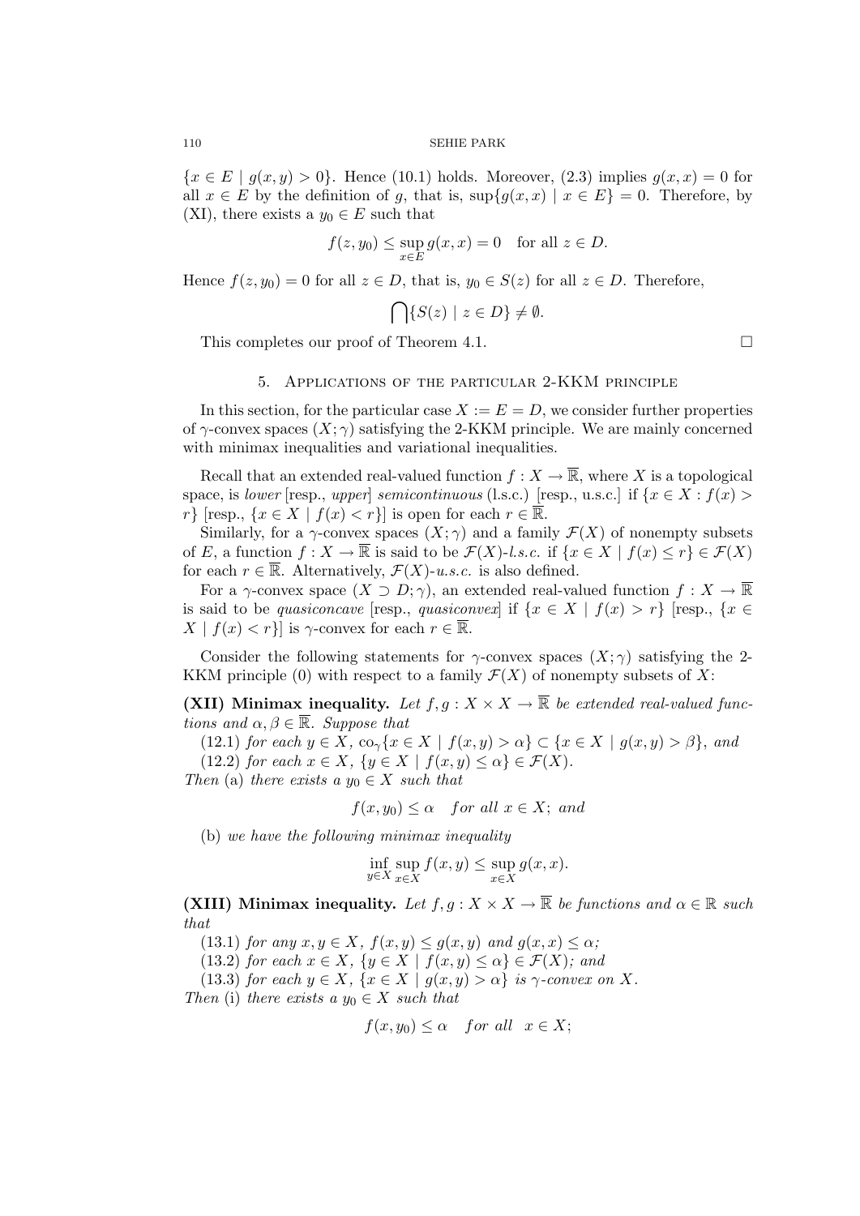$\{x \in E \mid g(x, y) > 0\}$. Hence (10.1) holds. Moreover, (2.3) implies $g(x, x) = 0$ for all $x \in E$ by the definition of $g$, that is, $\sup\{g(x, x) \mid x \in E\} = 0$. Therefore, by (XI), there exists a $y_0 \in E$ such that

$$f(z, y_0) \leq \sup_{x \in E} g(x, x) = 0 \quad \text{for all } z \in D.$$

Hence $f(z, y_0) = 0$ for all $z \in D$, that is, $y_0 \in S(z)$ for all $z \in D$. Therefore,

$$\bigcap\{S(z) \mid z \in D\} \neq \emptyset.$$

This completes our proof of Theorem 4.1. $\square$

## 5. Applications of the particular 2-KKM principle

In this section, for the particular case $X := E = D$, we consider further properties of $\gamma$-convex spaces $(X; \gamma)$ satisfying the 2-KKM principle. We are mainly concerned with minimax inequalities and variational inequalities.

Recall that an extended real-valued function $f : X \to \overline{\mathbb{R}}$, where $X$ is a topological space, is *lower* [resp., *upper*] *semicontinuous* (l.s.c.) [resp., u.s.c.] if $\{x \in X : f(x) > r\}$ [resp., $\{x \in X \mid f(x) < r\}$] is open for each $r \in \overline{\mathbb{R}}$.

Similarly, for a $\gamma$-convex spaces $(X; \gamma)$ and a family $\mathcal{F}(X)$ of nonempty subsets of $E$, a function $f : X \to \overline{\mathbb{R}}$ is said to be $\mathcal{F}(X)$-*l.s.c.* if $\{x \in X \mid f(x) \leq r\} \in \mathcal{F}(X)$ for each $r \in \overline{\mathbb{R}}$. Alternatively, $\mathcal{F}(X)$-*u.s.c.* is also defined.

For a $\gamma$-convex space $(X \supset D; \gamma)$, an extended real-valued function $f : X \to \overline{\mathbb{R}}$ is said to be *quasiconcave* [resp., *quasiconvex*] if $\{x \in X \mid f(x) > r\}$ [resp., $\{x \in X \mid f(x) < r\}$] is $\gamma$-convex for each $r \in \overline{\mathbb{R}}$.

Consider the following statements for $\gamma$-convex spaces $(X; \gamma)$ satisfying the 2-KKM principle (0) with respect to a family $\mathcal{F}(X)$ of nonempty subsets of $X$:

**(XII) Minimax inequality.** *Let $f, g : X \times X \to \overline{\mathbb{R}}$ be extended real-valued functions and $\alpha, \beta \in \overline{\mathbb{R}}$. Suppose that*

(12.1) *for each $y \in X$, $\mathrm{co}_\gamma\{x \in X \mid f(x, y) > \alpha\} \subset \{x \in X \mid g(x, y) > \beta\}$, and*

(12.2) *for each $x \in X$, $\{y \in X \mid f(x, y) \leq \alpha\} \in \mathcal{F}(X)$.*

*Then* (a) *there exists a $y_0 \in X$ such that*

$$f(x, y_0) \leq \alpha \quad \textit{for all } x \in X; \textit{ and}$$

(b) *we have the following minimax inequality*

$$\inf_{y \in X} \sup_{x \in X} f(x, y) \leq \sup_{x \in X} g(x, x).$$

**(XIII) Minimax inequality.** *Let $f, g : X \times X \to \overline{\mathbb{R}}$ be functions and $\alpha \in \mathbb{R}$ such that*

(13.1) *for any $x, y \in X$, $f(x, y) \leq g(x, y)$ and $g(x, x) \leq \alpha$;*

(13.2) *for each $x \in X$, $\{y \in X \mid f(x, y) \leq \alpha\} \in \mathcal{F}(X)$; and*

(13.3) *for each $y \in X$, $\{x \in X \mid g(x, y) > \alpha\}$ is $\gamma$-convex on $X$.*

*Then* (i) *there exists a $y_0 \in X$ such that*

$$f(x, y_0) \leq \alpha \quad \textit{for all} \quad x \in X;$$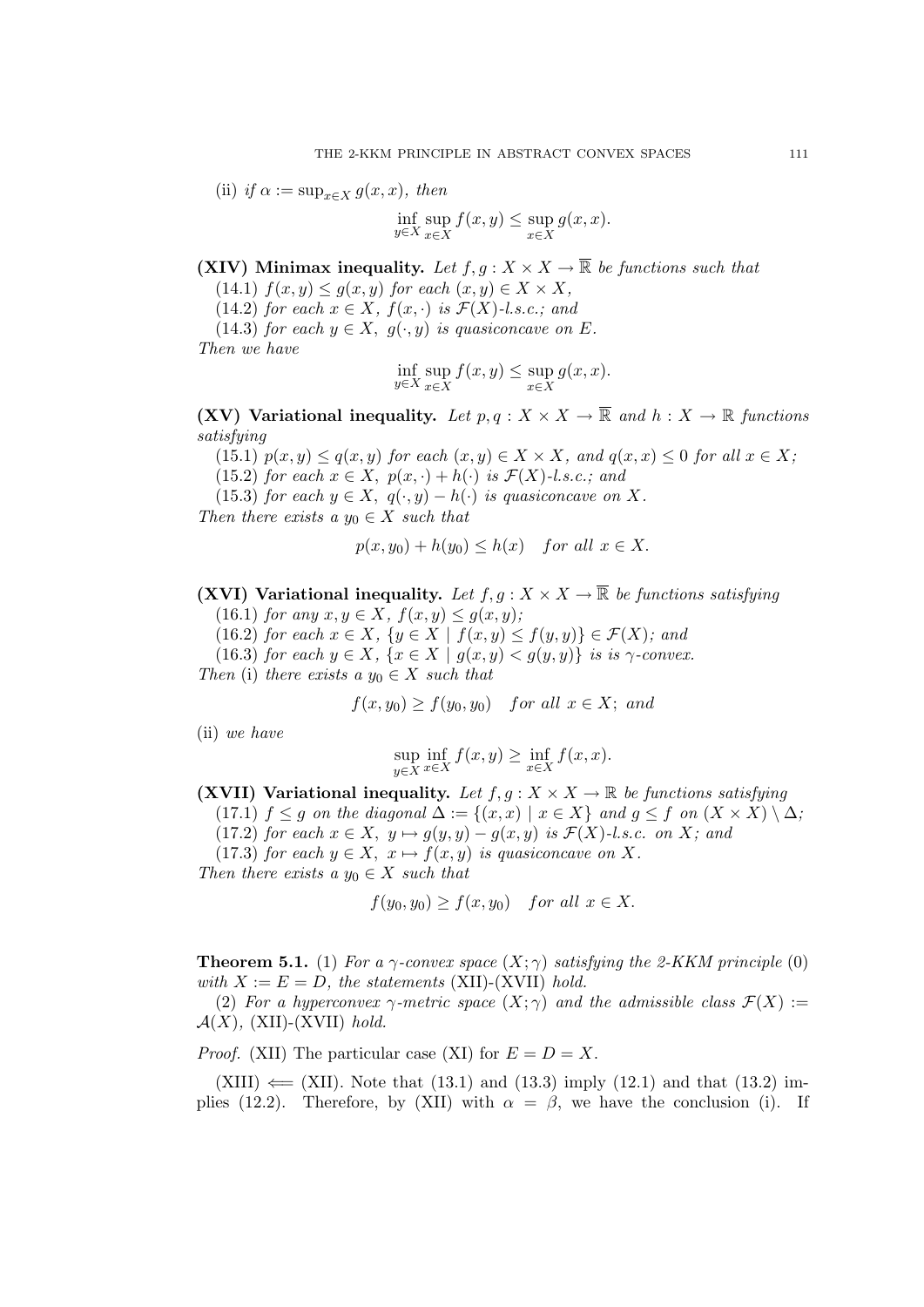(ii) *if* $\alpha := \sup_{x\in X} g(x,x)$, *then*

$$\inf_{y\in X}\sup_{x\in X} f(x,y) \le \sup_{x\in X} g(x,x).$$

**(XIV) Minimax inequality.** *Let* $f, g : X \times X \to \overline{\mathbb{R}}$ *be functions such that*

(14.1) $f(x,y) \le g(x,y)$ *for each* $(x,y) \in X \times X$,

(14.2) *for each* $x \in X$, $f(x,\cdot)$ *is* $\mathcal{F}(X)$*-l.s.c.; and*

(14.3) *for each* $y \in X$, $g(\cdot,y)$ *is quasiconcave on* $E$.

*Then we have*

$$\inf_{y\in X}\sup_{x\in X} f(x,y) \le \sup_{x\in X} g(x,x).$$

**(XV) Variational inequality.** *Let* $p, q : X \times X \to \overline{\mathbb{R}}$ *and* $h : X \to \mathbb{R}$ *functions satisfying*

(15.1) $p(x,y) \le q(x,y)$ *for each* $(x,y) \in X \times X$, *and* $q(x,x) \le 0$ *for all* $x \in X$;

(15.2) *for each* $x \in X$, $p(x,\cdot) + h(\cdot)$ *is* $\mathcal{F}(X)$*-l.s.c.; and*

(15.3) *for each* $y \in X$, $q(\cdot,y) - h(\cdot)$ *is quasiconcave on* $X$.

*Then there exists a* $y_0 \in X$ *such that*

$$p(x,y_0) + h(y_0) \le h(x) \quad \textit{for all } x \in X.$$

**(XVI) Variational inequality.** *Let* $f, g : X \times X \to \overline{\mathbb{R}}$ *be functions satisfying*

(16.1) *for any* $x, y \in X$, $f(x,y) \le g(x,y)$;

(16.2) *for each* $x \in X$, $\{y \in X \mid f(x,y) \le f(y,y)\} \in \mathcal{F}(X)$*; and*

(16.3) *for each* $y \in X$, $\{x \in X \mid g(x,y) < g(y,y)\}$ *is is* $\gamma$*-convex.*

*Then* (i) *there exists a* $y_0 \in X$ *such that*

$$f(x,y_0) \ge f(y_0,y_0) \quad \textit{for all } x \in X;\ \textit{and}$$

(ii) *we have*

$$\sup_{y\in X}\inf_{x\in X} f(x,y) \ge \inf_{x\in X} f(x,x).$$

**(XVII) Variational inequality.** *Let* $f, g : X \times X \to \mathbb{R}$ *be functions satisfying*

(17.1) $f \le g$ *on the diagonal* $\Delta := \{(x,x) \mid x \in X\}$ *and* $g \le f$ *on* $(X \times X) \setminus \Delta$;

(17.2) *for each* $x \in X$, $y \mapsto g(y,y) - g(x,y)$ *is* $\mathcal{F}(X)$*-l.s.c. on* $X$*; and*

(17.3) *for each* $y \in X$, $x \mapsto f(x,y)$ *is quasiconcave on* $X$.

*Then there exists a* $y_0 \in X$ *such that*

$$f(y_0,y_0) \ge f(x,y_0) \quad \textit{for all } x \in X.$$

**Theorem 5.1.** (1) *For a* $\gamma$*-convex space* $(X;\gamma)$ *satisfying the 2-KKM principle* (0) *with* $X := E = D$, *the statements* (XII)-(XVII) *hold.*

(2) *For a hyperconvex* $\gamma$*-metric space* $(X;\gamma)$ *and the admissible class* $\mathcal{F}(X) := \mathcal{A}(X)$, (XII)-(XVII) *hold.*

*Proof.* (XII) The particular case (XI) for $E = D = X$.

(XIII) $\Longleftarrow$ (XII). Note that (13.1) and (13.3) imply (12.1) and that (13.2) implies (12.2). Therefore, by (XII) with $\alpha = \beta$, we have the conclusion (i). If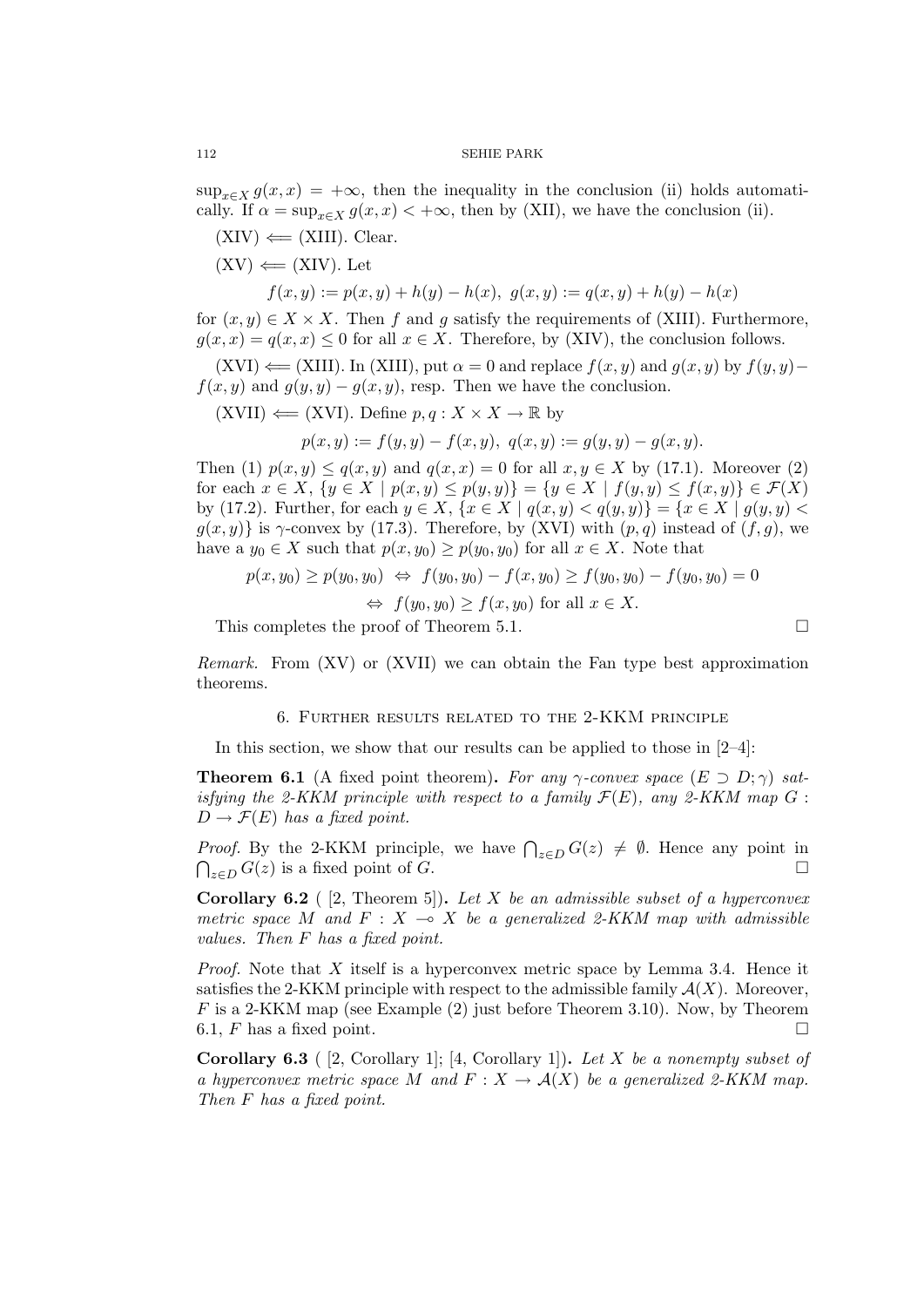$\sup_{x\in X} g(x,x) = +\infty$, then the inequality in the conclusion (ii) holds automatically. If $\alpha = \sup_{x\in X} g(x,x) < +\infty$, then by (XII), we have the conclusion (ii).

(XIV) $\Longleftarrow$ (XIII). Clear.

(XV) $\Longleftarrow$ (XIV). Let

$$f(x,y) := p(x,y) + h(y) - h(x),\ g(x,y) := q(x,y) + h(y) - h(x)$$

for $(x,y) \in X \times X$. Then $f$ and $g$ satisfy the requirements of (XIII). Furthermore, $g(x,x) = q(x,x) \le 0$ for all $x \in X$. Therefore, by (XIV), the conclusion follows.

(XVI) $\Longleftarrow$ (XIII). In (XIII), put $\alpha = 0$ and replace $f(x,y)$ and $g(x,y)$ by $f(y,y) - f(x,y)$ and $g(y,y) - g(x,y)$, resp. Then we have the conclusion.

(XVII) $\Longleftarrow$ (XVI). Define $p, q : X \times X \to \mathbb{R}$ by

$$p(x,y) := f(y,y) - f(x,y),\ q(x,y) := g(y,y) - g(x,y).$$

Then (1) $p(x,y) \le q(x,y)$ and $q(x,x) = 0$ for all $x, y \in X$ by (17.1). Moreover (2) for each $x \in X$, $\{y \in X \mid p(x,y) \le p(y,y)\} = \{y \in X \mid f(y,y) \le f(x,y)\} \in \mathcal{F}(X)$ by (17.2). Further, for each $y \in X$, $\{x \in X \mid q(x,y) < q(y,y)\} = \{x \in X \mid g(y,y) < g(x,y)\}$ is $\gamma$-convex by (17.3). Therefore, by (XVI) with $(p,q)$ instead of $(f,g)$, we have a $y_0 \in X$ such that $p(x,y_0) \ge p(y_0,y_0)$ for all $x \in X$. Note that

$$p(x,y_0) \ge p(y_0,y_0) \ \Leftrightarrow\ f(y_0,y_0) - f(x,y_0) \ge f(y_0,y_0) - f(y_0,y_0) = 0$$
$$\Leftrightarrow\ f(y_0,y_0) \ge f(x,y_0) \text{ for all } x \in X.$$

This completes the proof of Theorem 5.1. □

*Remark.* From (XV) or (XVII) we can obtain the Fan type best approximation theorems.

## 6. Further results related to the 2-KKM principle

In this section, we show that our results can be applied to those in [2–4]:

**Theorem 6.1** (A fixed point theorem)**.** *For any $\gamma$-convex space $(E \supset D; \gamma)$ satisfying the 2-KKM principle with respect to a family $\mathcal{F}(E)$, any 2-KKM map $G : D \to \mathcal{F}(E)$ has a fixed point.*

*Proof.* By the 2-KKM principle, we have $\bigcap_{z\in D} G(z) \neq \emptyset$. Hence any point in $\bigcap_{z\in D} G(z)$ is a fixed point of $G$. □

**Corollary 6.2** ( [2, Theorem 5])**.** *Let $X$ be an admissible subset of a hyperconvex metric space $M$ and $F : X \multimap X$ be a generalized 2-KKM map with admissible values. Then $F$ has a fixed point.*

*Proof.* Note that $X$ itself is a hyperconvex metric space by Lemma 3.4. Hence it satisfies the 2-KKM principle with respect to the admissible family $\mathcal{A}(X)$. Moreover, $F$ is a 2-KKM map (see Example (2) just before Theorem 3.10). Now, by Theorem 6.1, $F$ has a fixed point. □

**Corollary 6.3** ( [2, Corollary 1]; [4, Corollary 1])**.** *Let $X$ be a nonempty subset of a hyperconvex metric space $M$ and $F : X \to \mathcal{A}(X)$ be a generalized 2-KKM map. Then $F$ has a fixed point.*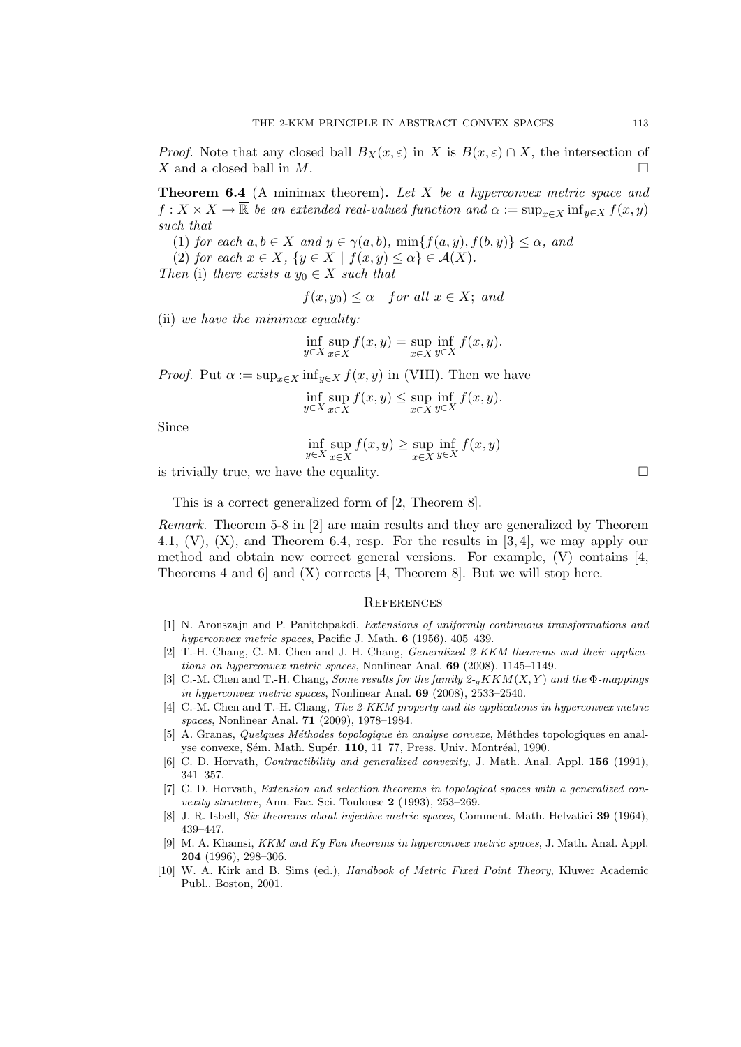*Proof.* Note that any closed ball $B_X(x, \varepsilon)$ in $X$ is $B(x, \varepsilon) \cap X$, the intersection of $X$ and a closed ball in $M$. □

**Theorem 6.4** (A minimax theorem)**.** *Let $X$ be a hyperconvex metric space and $f : X \times X \to \overline{\mathbb{R}}$ be an extended real-valued function and $\alpha := \sup_{x \in X} \inf_{y \in X} f(x, y)$ such that*

(1) *for each $a, b \in X$ and $y \in \gamma(a, b)$, $\min\{f(a, y), f(b, y)\} \leq \alpha$, and*

(2) *for each $x \in X$, $\{y \in X \mid f(x, y) \leq \alpha\} \in \mathcal{A}(X)$.*

*Then* (i) *there exists a $y_0 \in X$ such that*

$$f(x, y_0) \leq \alpha \quad \textit{for all } x \in X; \textit{ and}$$

(ii) *we have the minimax equality:*

$$\inf_{y \in X} \sup_{x \in X} f(x, y) = \sup_{x \in X} \inf_{y \in X} f(x, y).$$

*Proof.* Put $\alpha := \sup_{x \in X} \inf_{y \in X} f(x, y)$ in (VIII). Then we have

$$\inf_{y \in X} \sup_{x \in X} f(x, y) \leq \sup_{x \in X} \inf_{y \in X} f(x, y).$$

Since

$$\inf_{y \in X} \sup_{x \in X} f(x, y) \geq \sup_{x \in X} \inf_{y \in X} f(x, y)$$

is trivially true, we have the equality. □

This is a correct generalized form of [2, Theorem 8].

*Remark.* Theorem 5-8 in [2] are main results and they are generalized by Theorem 4.1, (V), (X), and Theorem 6.4, resp. For the results in [3, 4], we may apply our method and obtain new correct general versions. For example, (V) contains [4, Theorems 4 and 6] and (X) corrects [4, Theorem 8]. But we will stop here.

## References

[1] N. Aronszajn and P. Panitchpakdi, *Extensions of uniformly continuous transformations and hyperconvex metric spaces*, Pacific J. Math. **6** (1956), 405–439.

[2] T.-H. Chang, C.-M. Chen and J. H. Chang, *Generalized 2-KKM theorems and their applications on hyperconvex metric spaces*, Nonlinear Anal. **69** (2008), 1145–1149.

[3] C.-M. Chen and T.-H. Chang, *Some results for the family 2-$_g$KKM$(X, Y)$ and the Φ-mappings in hyperconvex metric spaces*, Nonlinear Anal. **69** (2008), 2533–2540.

[4] C.-M. Chen and T.-H. Chang, *The 2-KKM property and its applications in hyperconvex metric spaces*, Nonlinear Anal. **71** (2009), 1978–1984.

[5] A. Granas, *Quelques Méthodes topologique èn analyse convexe*, Méthdes topologiques en analyse convexe, Sém. Math. Supér. **110**, 11–77, Press. Univ. Montréal, 1990.

[6] C. D. Horvath, *Contractibility and generalized convexity*, J. Math. Anal. Appl. **156** (1991), 341–357.

[7] C. D. Horvath, *Extension and selection theorems in topological spaces with a generalized convexity structure*, Ann. Fac. Sci. Toulouse **2** (1993), 253–269.

[8] J. R. Isbell, *Six theorems about injective metric spaces*, Comment. Math. Helvatici **39** (1964), 439–447.

[9] M. A. Khamsi, *KKM and Ky Fan theorems in hyperconvex metric spaces*, J. Math. Anal. Appl. **204** (1996), 298–306.

[10] W. A. Kirk and B. Sims (ed.), *Handbook of Metric Fixed Point Theory*, Kluwer Academic Publ., Boston, 2001.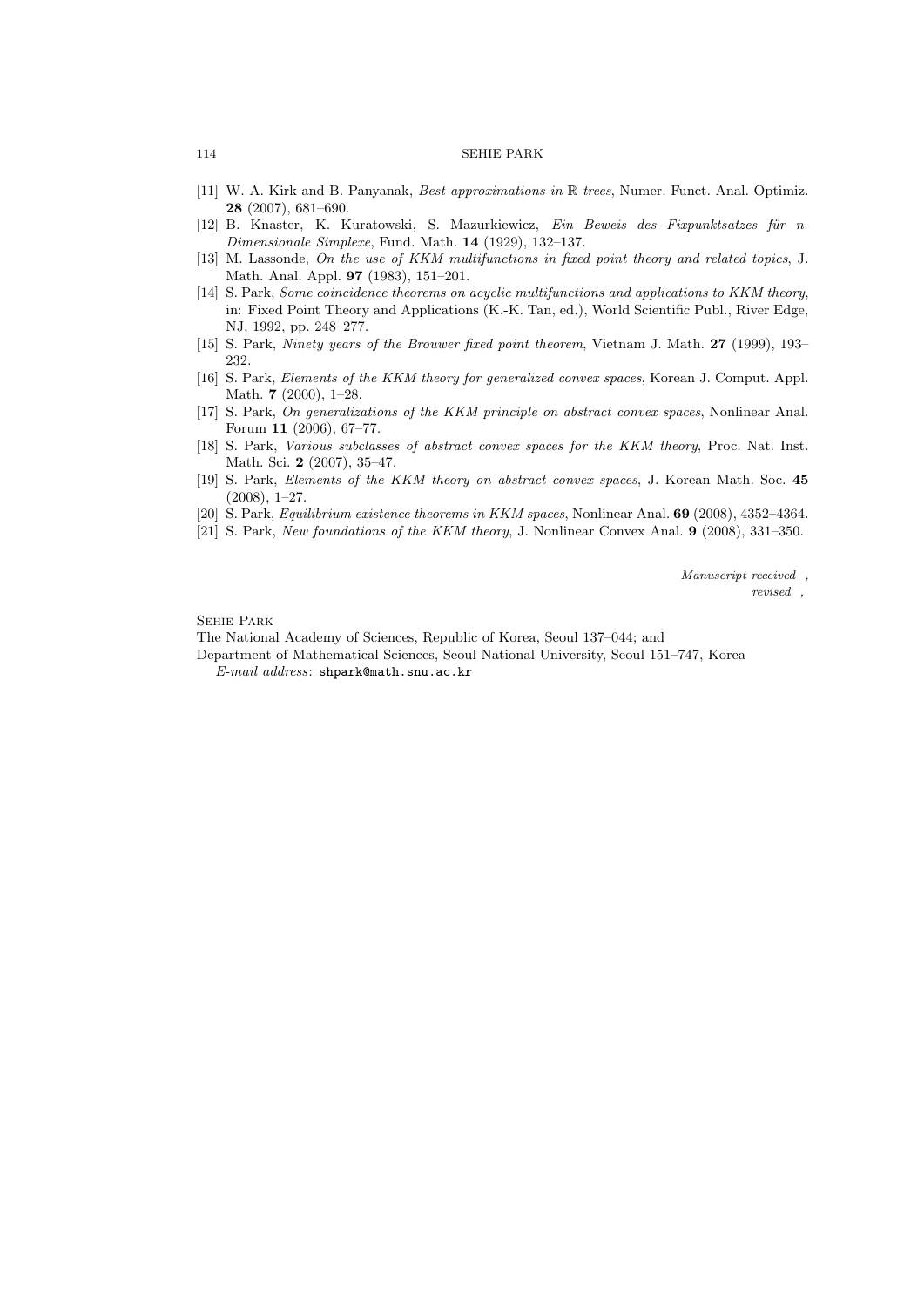[11] W. A. Kirk and B. Panyanak, *Best approximations in* $\mathbb{R}$*-trees*, Numer. Funct. Anal. Optimiz. **28** (2007), 681–690.

[12] B. Knaster, K. Kuratowski, S. Mazurkiewicz, *Ein Beweis des Fixpunktsatzes für n-Dimensionale Simplexe*, Fund. Math. **14** (1929), 132–137.

[13] M. Lassonde, *On the use of KKM multifunctions in fixed point theory and related topics*, J. Math. Anal. Appl. **97** (1983), 151–201.

[14] S. Park, *Some coincidence theorems on acyclic multifunctions and applications to KKM theory*, in: Fixed Point Theory and Applications (K.-K. Tan, ed.), World Scientific Publ., River Edge, NJ, 1992, pp. 248–277.

[15] S. Park, *Ninety years of the Brouwer fixed point theorem*, Vietnam J. Math. **27** (1999), 193–232.

[16] S. Park, *Elements of the KKM theory for generalized convex spaces*, Korean J. Comput. Appl. Math. **7** (2000), 1–28.

[17] S. Park, *On generalizations of the KKM principle on abstract convex spaces*, Nonlinear Anal. Forum **11** (2006), 67–77.

[18] S. Park, *Various subclasses of abstract convex spaces for the KKM theory*, Proc. Nat. Inst. Math. Sci. **2** (2007), 35–47.

[19] S. Park, *Elements of the KKM theory on abstract convex spaces*, J. Korean Math. Soc. **45** (2008), 1–27.

[20] S. Park, *Equilibrium existence theorems in KKM spaces*, Nonlinear Anal. **69** (2008), 4352–4364.

[21] S. Park, *New foundations of the KKM theory*, J. Nonlinear Convex Anal. **9** (2008), 331–350.

*Manuscript received ,*
*revised ,*

Sehie Park

The National Academy of Sciences, Republic of Korea, Seoul 137–044; and

Department of Mathematical Sciences, Seoul National University, Seoul 151–747, Korea

*E-mail address*: shpark@math.snu.ac.kr